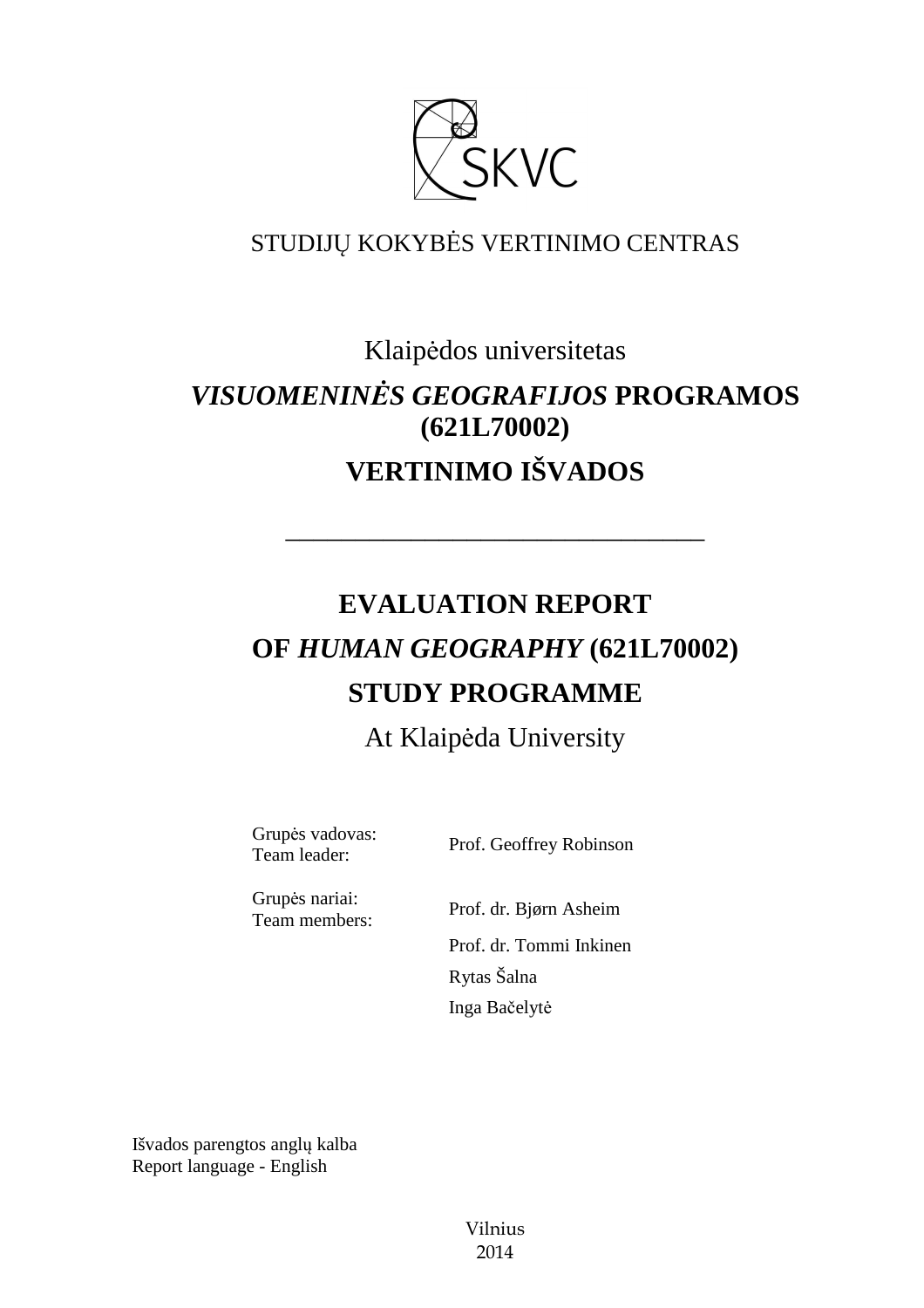SKVC

STUDIJŲ KOKYBĖS VERTINIMO CENTRAS

Klaipėdos universitetas

# *VISUOMENINĖS GEOGRAFIJOS* PROGRAMOS (621L70002)

# VERTINIMO IŠVADOS

---

# EVALUATION REPORT

# OF *HUMAN GEOGRAPHY* (621L70002)

# STUDY PROGRAMME

At Klaipėda University

| | |
|---|---|
| Grupės vadovas: Team leader: | Prof. Geoffrey Robinson |
| Grupės nariai: Team members: | Prof. dr. Bjørn Asheim |
| | Prof. dr. Tommi Inkinen |
| | Rytas Šalna |
| | Inga Bačelytė |

Išvados parengtos anglų kalba
Report language - English

Vilnius
2014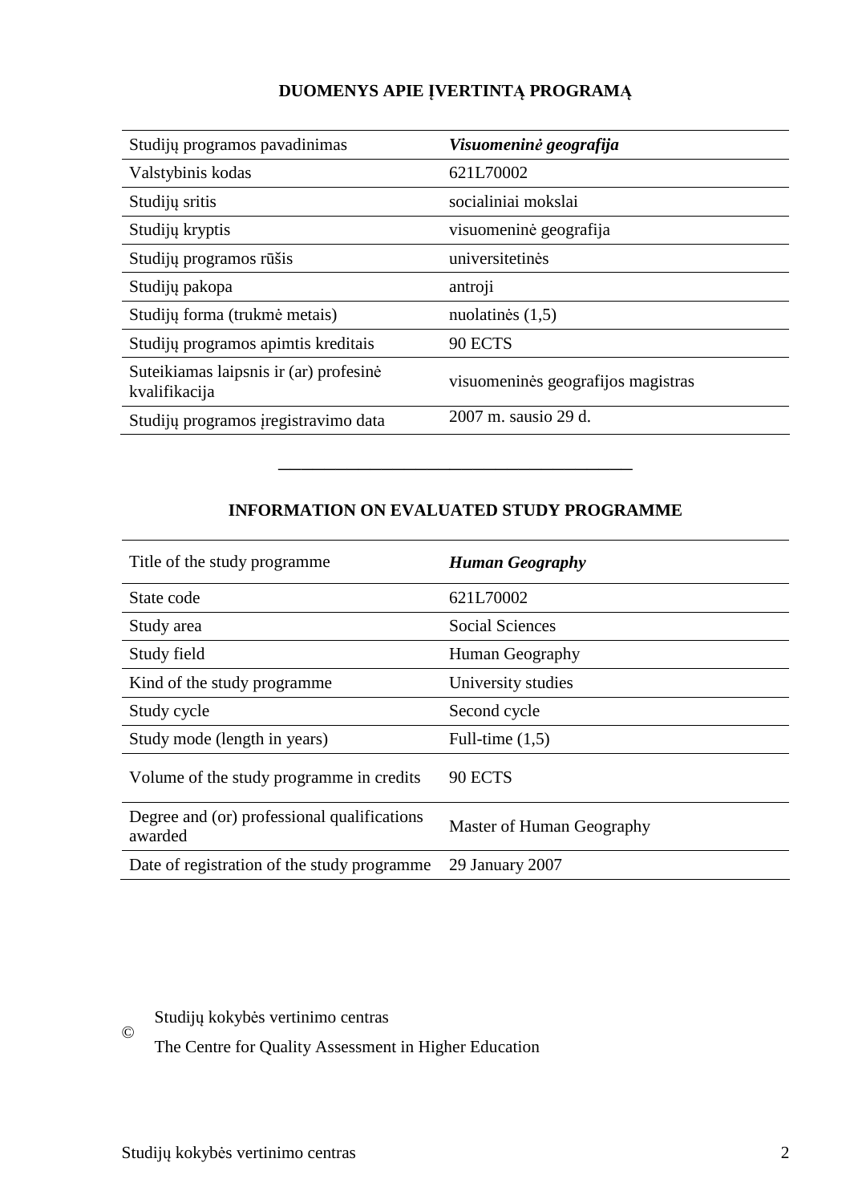## DUOMENYS APIE ĮVERTINTĄ PROGRAMĄ

| | |
|---|---|
| Studijų programos pavadinimas | ***Visuomeninė geografija*** |
| Valstybinis kodas | 621L70002 |
| Studijų sritis | socialiniai mokslai |
| Studijų kryptis | visuomeninė geografija |
| Studijų programos rūšis | universitetinės |
| Studijų pakopa | antroji |
| Studijų forma (trukmė metais) | nuolatinės (1,5) |
| Studijų programos apimtis kreditais | 90 ECTS |
| Suteikiamas laipsnis ir (ar) profesinė kvalifikacija | visuomeninės geografijos magistras |
| Studijų programos įregistravimo data | 2007 m. sausio 29 d. |

---

## INFORMATION ON EVALUATED STUDY PROGRAMME

| | |
|---|---|
| Title of the study programme | ***Human Geography*** |
| State code | 621L70002 |
| Study area | Social Sciences |
| Study field | Human Geography |
| Kind of the study programme | University studies |
| Study cycle | Second cycle |
| Study mode (length in years) | Full-time (1,5) |
| Volume of the study programme in credits | 90 ECTS |
| Degree and (or) professional qualifications awarded | Master of Human Geography |
| Date of registration of the study programme | 29 January 2007 |

© Studijų kokybės vertinimo centras

The Centre for Quality Assessment in Higher Education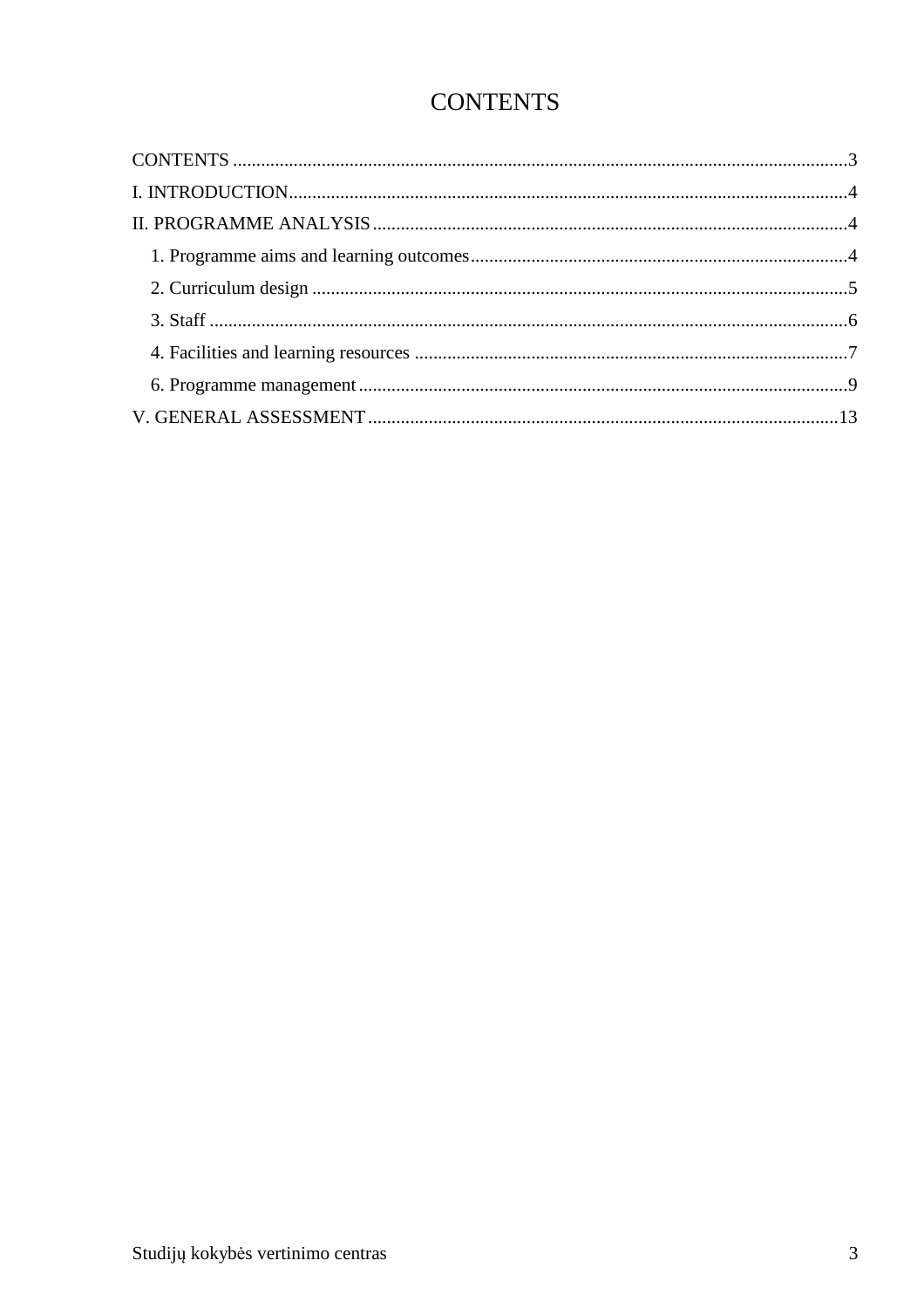# CONTENTS

CONTENTS ....................................................................................................................................3

I. INTRODUCTION........................................................................................................................4

II. PROGRAMME ANALYSIS......................................................................................................4

  1. Programme aims and learning outcomes.................................................................................4

  2. Curriculum design ...................................................................................................................5

  3. Staff .........................................................................................................................................6

  4. Facilities and learning resources .............................................................................................7

  6. Programme management.........................................................................................................9

V. GENERAL ASSESSMENT.....................................................................................................13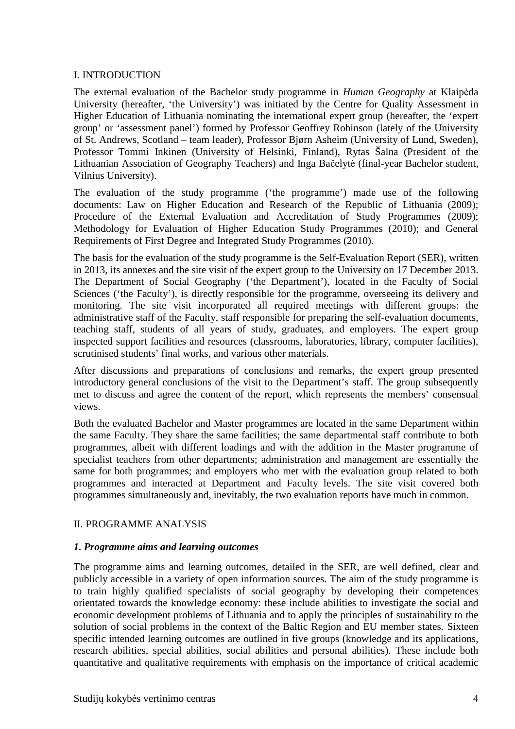## I. INTRODUCTION

The external evaluation of the Bachelor study programme in *Human Geography* at Klaipėda University (hereafter, 'the University') was initiated by the Centre for Quality Assessment in Higher Education of Lithuania nominating the international expert group (hereafter, the 'expert group' or 'assessment panel') formed by Professor Geoffrey Robinson (lately of the University of St. Andrews, Scotland – team leader), Professor Bjørn Asheim (University of Lund, Sweden), Professor Tommi Inkinen (University of Helsinki, Finland), Rytas Šalna (President of the Lithuanian Association of Geography Teachers) and Inga Bačelytė (final-year Bachelor student, Vilnius University).

The evaluation of the study programme ('the programme') made use of the following documents: Law on Higher Education and Research of the Republic of Lithuania (2009); Procedure of the External Evaluation and Accreditation of Study Programmes (2009); Methodology for Evaluation of Higher Education Study Programmes (2010); and General Requirements of First Degree and Integrated Study Programmes (2010).

The basis for the evaluation of the study programme is the Self-Evaluation Report (SER), written in 2013, its annexes and the site visit of the expert group to the University on 17 December 2013. The Department of Social Geography ('the Department'), located in the Faculty of Social Sciences ('the Faculty'), is directly responsible for the programme, overseeing its delivery and monitoring. The site visit incorporated all required meetings with different groups: the administrative staff of the Faculty, staff responsible for preparing the self-evaluation documents, teaching staff, students of all years of study, graduates, and employers. The expert group inspected support facilities and resources (classrooms, laboratories, library, computer facilities), scrutinised students' final works, and various other materials.

After discussions and preparations of conclusions and remarks, the expert group presented introductory general conclusions of the visit to the Department's staff. The group subsequently met to discuss and agree the content of the report, which represents the members' consensual views.

Both the evaluated Bachelor and Master programmes are located in the same Department within the same Faculty. They share the same facilities; the same departmental staff contribute to both programmes, albeit with different loadings and with the addition in the Master programme of specialist teachers from other departments; administration and management are essentially the same for both programmes; and employers who met with the evaluation group related to both programmes and interacted at Department and Faculty levels. The site visit covered both programmes simultaneously and, inevitably, the two evaluation reports have much in common.

## II. PROGRAMME ANALYSIS

### *1. Programme aims and learning outcomes*

The programme aims and learning outcomes, detailed in the SER, are well defined, clear and publicly accessible in a variety of open information sources. The aim of the study programme is to train highly qualified specialists of social geography by developing their competences orientated towards the knowledge economy: these include abilities to investigate the social and economic development problems of Lithuania and to apply the principles of sustainability to the solution of social problems in the context of the Baltic Region and EU member states. Sixteen specific intended learning outcomes are outlined in five groups (knowledge and its applications, research abilities, special abilities, social abilities and personal abilities). These include both quantitative and qualitative requirements with emphasis on the importance of critical academic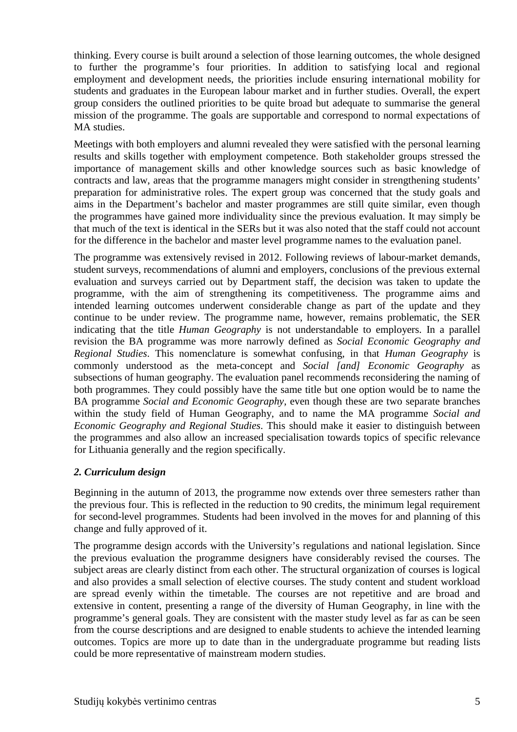thinking. Every course is built around a selection of those learning outcomes, the whole designed to further the programme's four priorities. In addition to satisfying local and regional employment and development needs, the priorities include ensuring international mobility for students and graduates in the European labour market and in further studies. Overall, the expert group considers the outlined priorities to be quite broad but adequate to summarise the general mission of the programme. The goals are supportable and correspond to normal expectations of MA studies.

Meetings with both employers and alumni revealed they were satisfied with the personal learning results and skills together with employment competence. Both stakeholder groups stressed the importance of management skills and other knowledge sources such as basic knowledge of contracts and law, areas that the programme managers might consider in strengthening students' preparation for administrative roles. The expert group was concerned that the study goals and aims in the Department's bachelor and master programmes are still quite similar, even though the programmes have gained more individuality since the previous evaluation. It may simply be that much of the text is identical in the SERs but it was also noted that the staff could not account for the difference in the bachelor and master level programme names to the evaluation panel.

The programme was extensively revised in 2012. Following reviews of labour-market demands, student surveys, recommendations of alumni and employers, conclusions of the previous external evaluation and surveys carried out by Department staff, the decision was taken to update the programme, with the aim of strengthening its competitiveness. The programme aims and intended learning outcomes underwent considerable change as part of the update and they continue to be under review. The programme name, however, remains problematic, the SER indicating that the title *Human Geography* is not understandable to employers. In a parallel revision the BA programme was more narrowly defined as *Social Economic Geography and Regional Studies*. This nomenclature is somewhat confusing, in that *Human Geography* is commonly understood as the meta-concept and *Social [and] Economic Geography* as subsections of human geography. The evaluation panel recommends reconsidering the naming of both programmes. They could possibly have the same title but one option would be to name the BA programme *Social and Economic Geography*, even though these are two separate branches within the study field of Human Geography, and to name the MA programme *Social and Economic Geography and Regional Studies*. This should make it easier to distinguish between the programmes and also allow an increased specialisation towards topics of specific relevance for Lithuania generally and the region specifically.

### *2. Curriculum design*

Beginning in the autumn of 2013, the programme now extends over three semesters rather than the previous four. This is reflected in the reduction to 90 credits, the minimum legal requirement for second-level programmes. Students had been involved in the moves for and planning of this change and fully approved of it.

The programme design accords with the University's regulations and national legislation. Since the previous evaluation the programme designers have considerably revised the courses. The subject areas are clearly distinct from each other. The structural organization of courses is logical and also provides a small selection of elective courses. The study content and student workload are spread evenly within the timetable. The courses are not repetitive and are broad and extensive in content, presenting a range of the diversity of Human Geography, in line with the programme's general goals. They are consistent with the master study level as far as can be seen from the course descriptions and are designed to enable students to achieve the intended learning outcomes. Topics are more up to date than in the undergraduate programme but reading lists could be more representative of mainstream modern studies.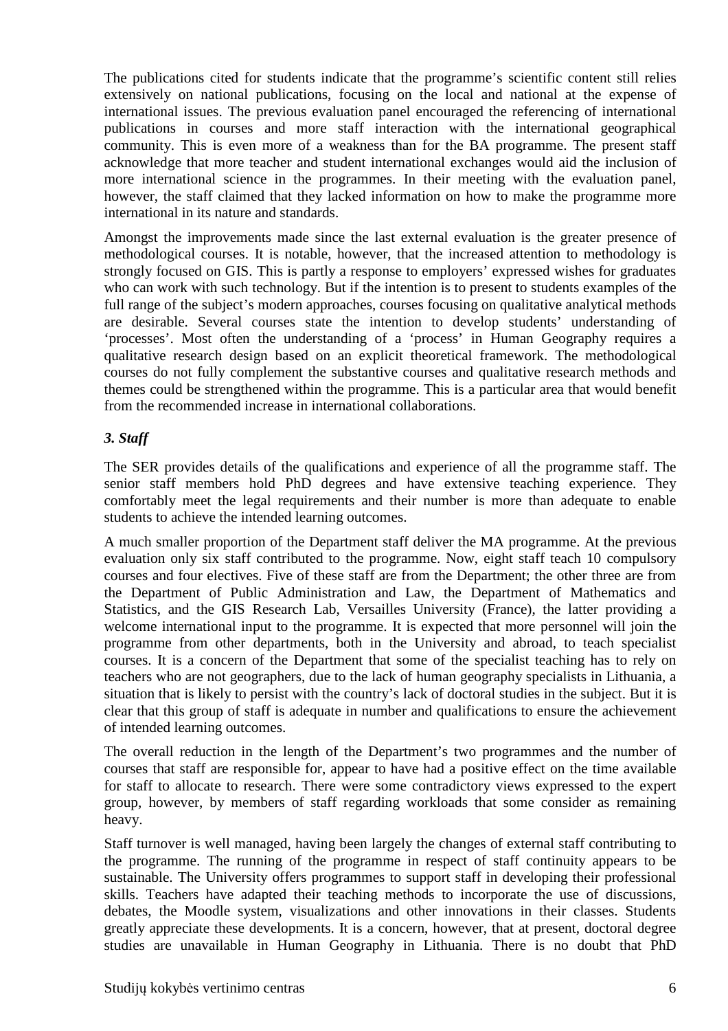The publications cited for students indicate that the programme's scientific content still relies extensively on national publications, focusing on the local and national at the expense of international issues. The previous evaluation panel encouraged the referencing of international publications in courses and more staff interaction with the international geographical community. This is even more of a weakness than for the BA programme. The present staff acknowledge that more teacher and student international exchanges would aid the inclusion of more international science in the programmes. In their meeting with the evaluation panel, however, the staff claimed that they lacked information on how to make the programme more international in its nature and standards.

Amongst the improvements made since the last external evaluation is the greater presence of methodological courses. It is notable, however, that the increased attention to methodology is strongly focused on GIS. This is partly a response to employers' expressed wishes for graduates who can work with such technology. But if the intention is to present to students examples of the full range of the subject's modern approaches, courses focusing on qualitative analytical methods are desirable. Several courses state the intention to develop students' understanding of 'processes'. Most often the understanding of a 'process' in Human Geography requires a qualitative research design based on an explicit theoretical framework. The methodological courses do not fully complement the substantive courses and qualitative research methods and themes could be strengthened within the programme. This is a particular area that would benefit from the recommended increase in international collaborations.

### *3. Staff*

The SER provides details of the qualifications and experience of all the programme staff. The senior staff members hold PhD degrees and have extensive teaching experience. They comfortably meet the legal requirements and their number is more than adequate to enable students to achieve the intended learning outcomes.

A much smaller proportion of the Department staff deliver the MA programme. At the previous evaluation only six staff contributed to the programme. Now, eight staff teach 10 compulsory courses and four electives. Five of these staff are from the Department; the other three are from the Department of Public Administration and Law, the Department of Mathematics and Statistics, and the GIS Research Lab, Versailles University (France), the latter providing a welcome international input to the programme. It is expected that more personnel will join the programme from other departments, both in the University and abroad, to teach specialist courses. It is a concern of the Department that some of the specialist teaching has to rely on teachers who are not geographers, due to the lack of human geography specialists in Lithuania, a situation that is likely to persist with the country's lack of doctoral studies in the subject. But it is clear that this group of staff is adequate in number and qualifications to ensure the achievement of intended learning outcomes.

The overall reduction in the length of the Department's two programmes and the number of courses that staff are responsible for, appear to have had a positive effect on the time available for staff to allocate to research. There were some contradictory views expressed to the expert group, however, by members of staff regarding workloads that some consider as remaining heavy.

Staff turnover is well managed, having been largely the changes of external staff contributing to the programme. The running of the programme in respect of staff continuity appears to be sustainable. The University offers programmes to support staff in developing their professional skills. Teachers have adapted their teaching methods to incorporate the use of discussions, debates, the Moodle system, visualizations and other innovations in their classes. Students greatly appreciate these developments. It is a concern, however, that at present, doctoral degree studies are unavailable in Human Geography in Lithuania. There is no doubt that PhD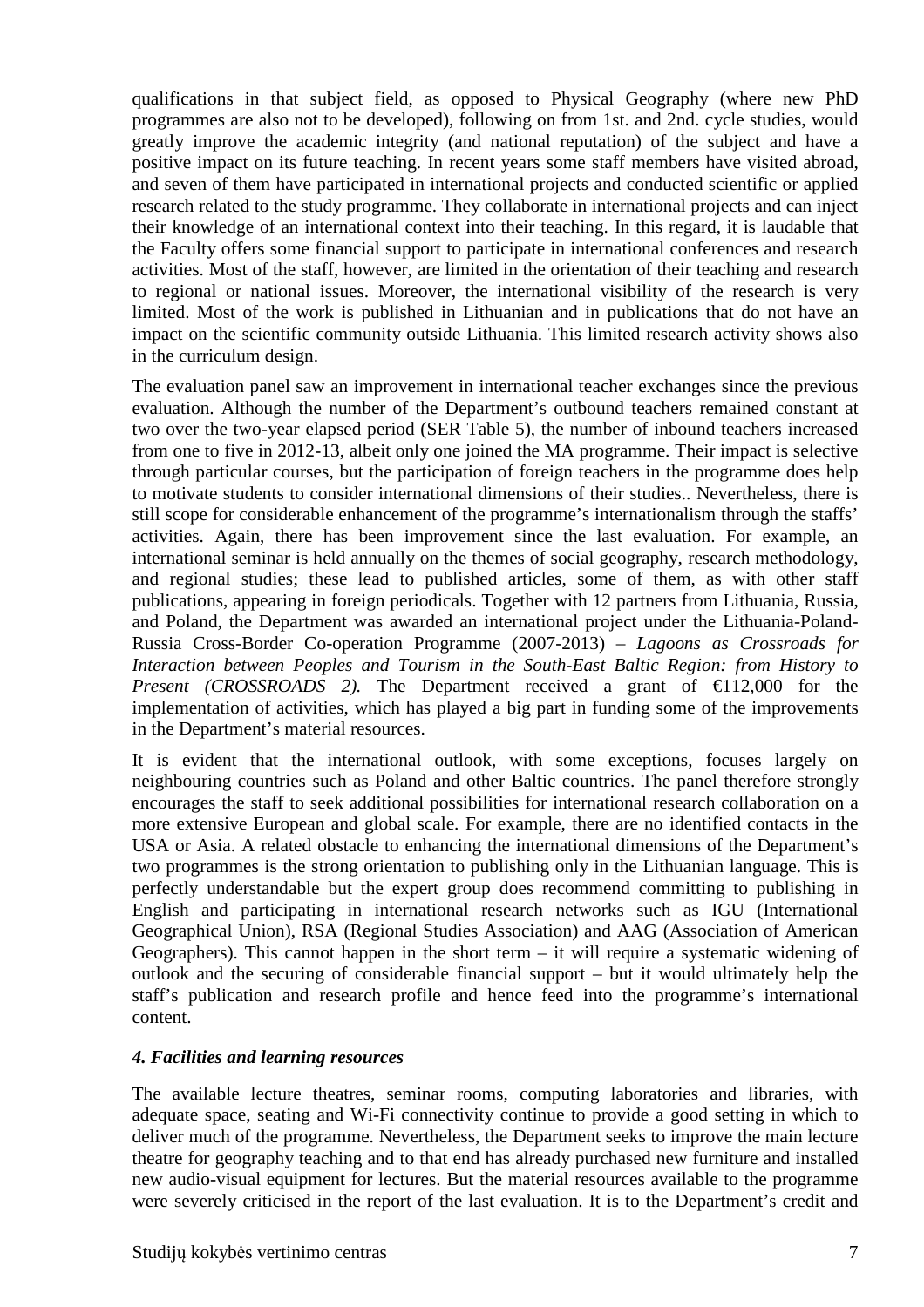qualifications in that subject field, as opposed to Physical Geography (where new PhD programmes are also not to be developed), following on from 1st. and 2nd. cycle studies, would greatly improve the academic integrity (and national reputation) of the subject and have a positive impact on its future teaching. In recent years some staff members have visited abroad, and seven of them have participated in international projects and conducted scientific or applied research related to the study programme. They collaborate in international projects and can inject their knowledge of an international context into their teaching. In this regard, it is laudable that the Faculty offers some financial support to participate in international conferences and research activities. Most of the staff, however, are limited in the orientation of their teaching and research to regional or national issues. Moreover, the international visibility of the research is very limited. Most of the work is published in Lithuanian and in publications that do not have an impact on the scientific community outside Lithuania. This limited research activity shows also in the curriculum design.

The evaluation panel saw an improvement in international teacher exchanges since the previous evaluation. Although the number of the Department's outbound teachers remained constant at two over the two-year elapsed period (SER Table 5), the number of inbound teachers increased from one to five in 2012-13, albeit only one joined the MA programme. Their impact is selective through particular courses, but the participation of foreign teachers in the programme does help to motivate students to consider international dimensions of their studies.. Nevertheless, there is still scope for considerable enhancement of the programme's internationalism through the staffs' activities. Again, there has been improvement since the last evaluation. For example, an international seminar is held annually on the themes of social geography, research methodology, and regional studies; these lead to published articles, some of them, as with other staff publications, appearing in foreign periodicals. Together with 12 partners from Lithuania, Russia, and Poland, the Department was awarded an international project under the Lithuania-Poland-Russia Cross-Border Co-operation Programme (2007-2013) – *Lagoons as Crossroads for Interaction between Peoples and Tourism in the South-East Baltic Region: from History to Present (CROSSROADS 2).* The Department received a grant of €112,000 for the implementation of activities, which has played a big part in funding some of the improvements in the Department's material resources.

It is evident that the international outlook, with some exceptions, focuses largely on neighbouring countries such as Poland and other Baltic countries. The panel therefore strongly encourages the staff to seek additional possibilities for international research collaboration on a more extensive European and global scale. For example, there are no identified contacts in the USA or Asia. A related obstacle to enhancing the international dimensions of the Department's two programmes is the strong orientation to publishing only in the Lithuanian language. This is perfectly understandable but the expert group does recommend committing to publishing in English and participating in international research networks such as IGU (International Geographical Union), RSA (Regional Studies Association) and AAG (Association of American Geographers). This cannot happen in the short term – it will require a systematic widening of outlook and the securing of considerable financial support – but it would ultimately help the staff's publication and research profile and hence feed into the programme's international content.

#### *4. Facilities and learning resources*

The available lecture theatres, seminar rooms, computing laboratories and libraries, with adequate space, seating and Wi-Fi connectivity continue to provide a good setting in which to deliver much of the programme. Nevertheless, the Department seeks to improve the main lecture theatre for geography teaching and to that end has already purchased new furniture and installed new audio-visual equipment for lectures. But the material resources available to the programme were severely criticised in the report of the last evaluation. It is to the Department's credit and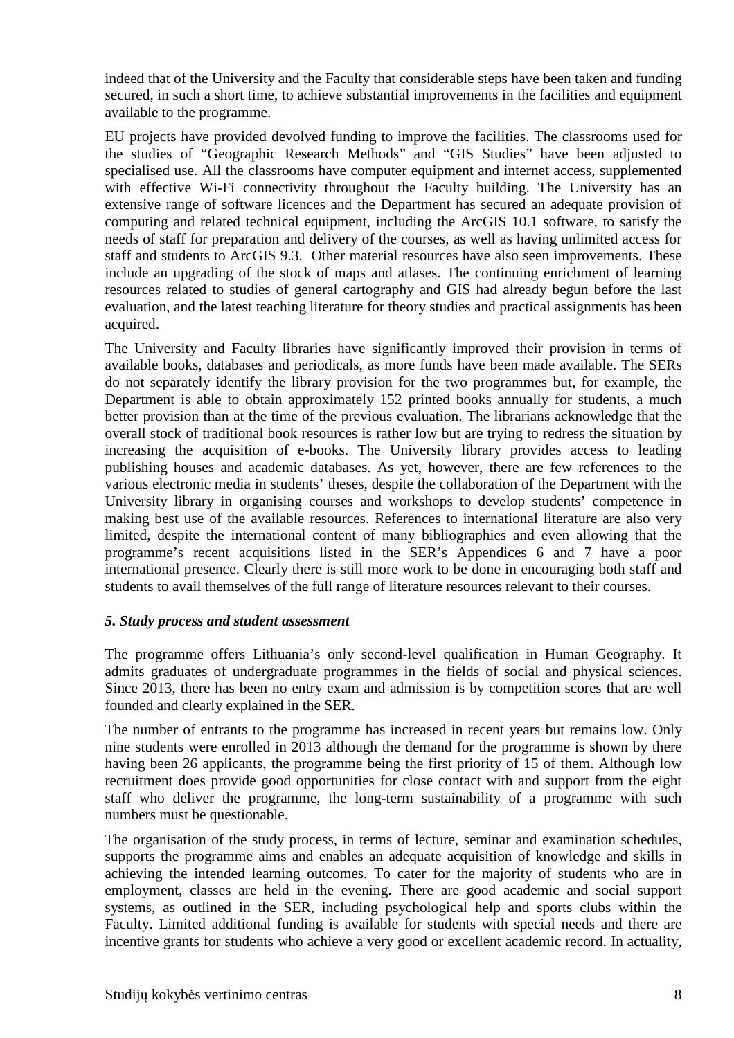indeed that of the University and the Faculty that considerable steps have been taken and funding secured, in such a short time, to achieve substantial improvements in the facilities and equipment available to the programme.

EU projects have provided devolved funding to improve the facilities. The classrooms used for the studies of “Geographic Research Methods” and “GIS Studies” have been adjusted to specialised use. All the classrooms have computer equipment and internet access, supplemented with effective Wi-Fi connectivity throughout the Faculty building. The University has an extensive range of software licences and the Department has secured an adequate provision of computing and related technical equipment, including the ArcGIS 10.1 software, to satisfy the needs of staff for preparation and delivery of the courses, as well as having unlimited access for staff and students to ArcGIS 9.3. Other material resources have also seen improvements. These include an upgrading of the stock of maps and atlases. The continuing enrichment of learning resources related to studies of general cartography and GIS had already begun before the last evaluation, and the latest teaching literature for theory studies and practical assignments has been acquired.

The University and Faculty libraries have significantly improved their provision in terms of available books, databases and periodicals, as more funds have been made available. The SERs do not separately identify the library provision for the two programmes but, for example, the Department is able to obtain approximately 152 printed books annually for students, a much better provision than at the time of the previous evaluation. The librarians acknowledge that the overall stock of traditional book resources is rather low but are trying to redress the situation by increasing the acquisition of e-books. The University library provides access to leading publishing houses and academic databases. As yet, however, there are few references to the various electronic media in students’ theses, despite the collaboration of the Department with the University library in organising courses and workshops to develop students’ competence in making best use of the available resources. References to international literature are also very limited, despite the international content of many bibliographies and even allowing that the programme’s recent acquisitions listed in the SER’s Appendices 6 and 7 have a poor international presence. Clearly there is still more work to be done in encouraging both staff and students to avail themselves of the full range of literature resources relevant to their courses.

### *5. Study process and student assessment*

The programme offers Lithuania’s only second-level qualification in Human Geography. It admits graduates of undergraduate programmes in the fields of social and physical sciences. Since 2013, there has been no entry exam and admission is by competition scores that are well founded and clearly explained in the SER.

The number of entrants to the programme has increased in recent years but remains low. Only nine students were enrolled in 2013 although the demand for the programme is shown by there having been 26 applicants, the programme being the first priority of 15 of them. Although low recruitment does provide good opportunities for close contact with and support from the eight staff who deliver the programme, the long-term sustainability of a programme with such numbers must be questionable.

The organisation of the study process, in terms of lecture, seminar and examination schedules, supports the programme aims and enables an adequate acquisition of knowledge and skills in achieving the intended learning outcomes. To cater for the majority of students who are in employment, classes are held in the evening. There are good academic and social support systems, as outlined in the SER, including psychological help and sports clubs within the Faculty. Limited additional funding is available for students with special needs and there are incentive grants for students who achieve a very good or excellent academic record. In actuality,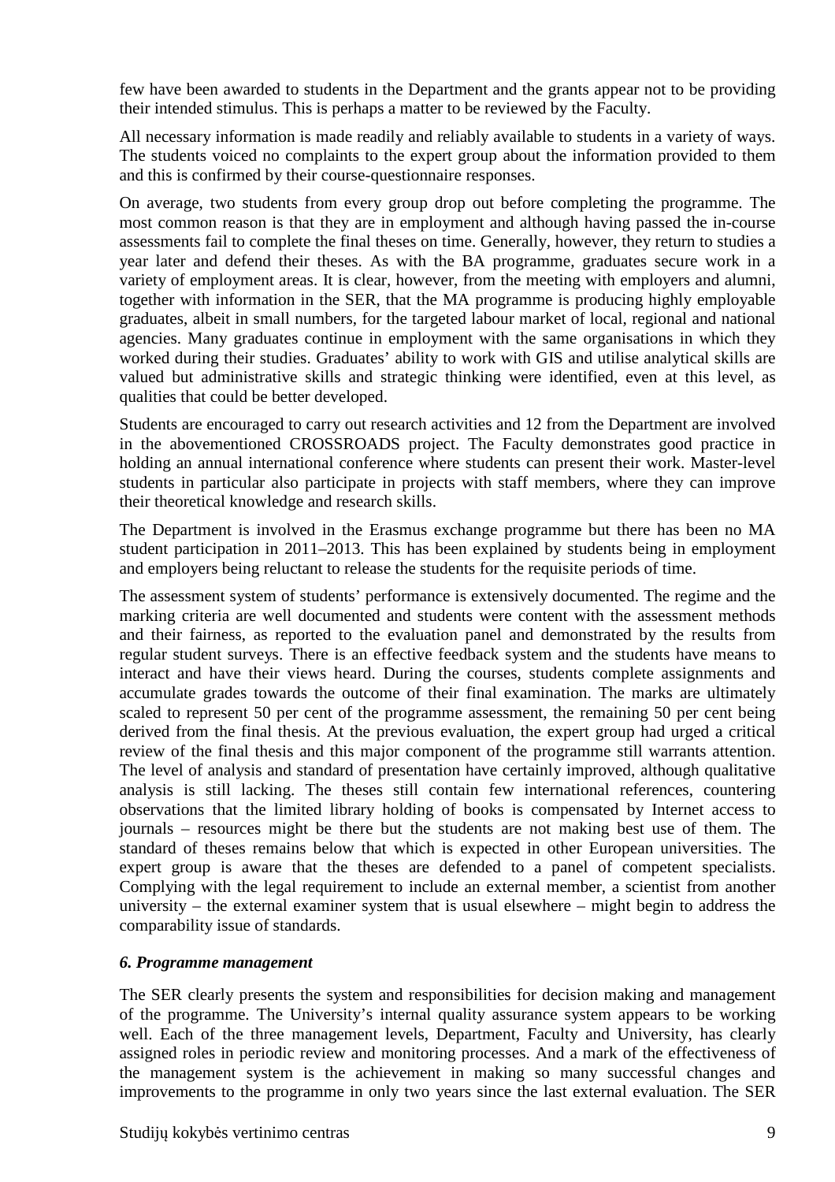few have been awarded to students in the Department and the grants appear not to be providing their intended stimulus. This is perhaps a matter to be reviewed by the Faculty.

All necessary information is made readily and reliably available to students in a variety of ways. The students voiced no complaints to the expert group about the information provided to them and this is confirmed by their course-questionnaire responses.

On average, two students from every group drop out before completing the programme. The most common reason is that they are in employment and although having passed the in-course assessments fail to complete the final theses on time. Generally, however, they return to studies a year later and defend their theses. As with the BA programme, graduates secure work in a variety of employment areas. It is clear, however, from the meeting with employers and alumni, together with information in the SER, that the MA programme is producing highly employable graduates, albeit in small numbers, for the targeted labour market of local, regional and national agencies. Many graduates continue in employment with the same organisations in which they worked during their studies. Graduates' ability to work with GIS and utilise analytical skills are valued but administrative skills and strategic thinking were identified, even at this level, as qualities that could be better developed.

Students are encouraged to carry out research activities and 12 from the Department are involved in the abovementioned CROSSROADS project. The Faculty demonstrates good practice in holding an annual international conference where students can present their work. Master-level students in particular also participate in projects with staff members, where they can improve their theoretical knowledge and research skills.

The Department is involved in the Erasmus exchange programme but there has been no MA student participation in 2011–2013. This has been explained by students being in employment and employers being reluctant to release the students for the requisite periods of time.

The assessment system of students' performance is extensively documented. The regime and the marking criteria are well documented and students were content with the assessment methods and their fairness, as reported to the evaluation panel and demonstrated by the results from regular student surveys. There is an effective feedback system and the students have means to interact and have their views heard. During the courses, students complete assignments and accumulate grades towards the outcome of their final examination. The marks are ultimately scaled to represent 50 per cent of the programme assessment, the remaining 50 per cent being derived from the final thesis. At the previous evaluation, the expert group had urged a critical review of the final thesis and this major component of the programme still warrants attention. The level of analysis and standard of presentation have certainly improved, although qualitative analysis is still lacking. The theses still contain few international references, countering observations that the limited library holding of books is compensated by Internet access to journals – resources might be there but the students are not making best use of them. The standard of theses remains below that which is expected in other European universities. The expert group is aware that the theses are defended to a panel of competent specialists. Complying with the legal requirement to include an external member, a scientist from another university – the external examiner system that is usual elsewhere – might begin to address the comparability issue of standards.

### *6. Programme management*

The SER clearly presents the system and responsibilities for decision making and management of the programme. The University's internal quality assurance system appears to be working well. Each of the three management levels, Department, Faculty and University, has clearly assigned roles in periodic review and monitoring processes. And a mark of the effectiveness of the management system is the achievement in making so many successful changes and improvements to the programme in only two years since the last external evaluation. The SER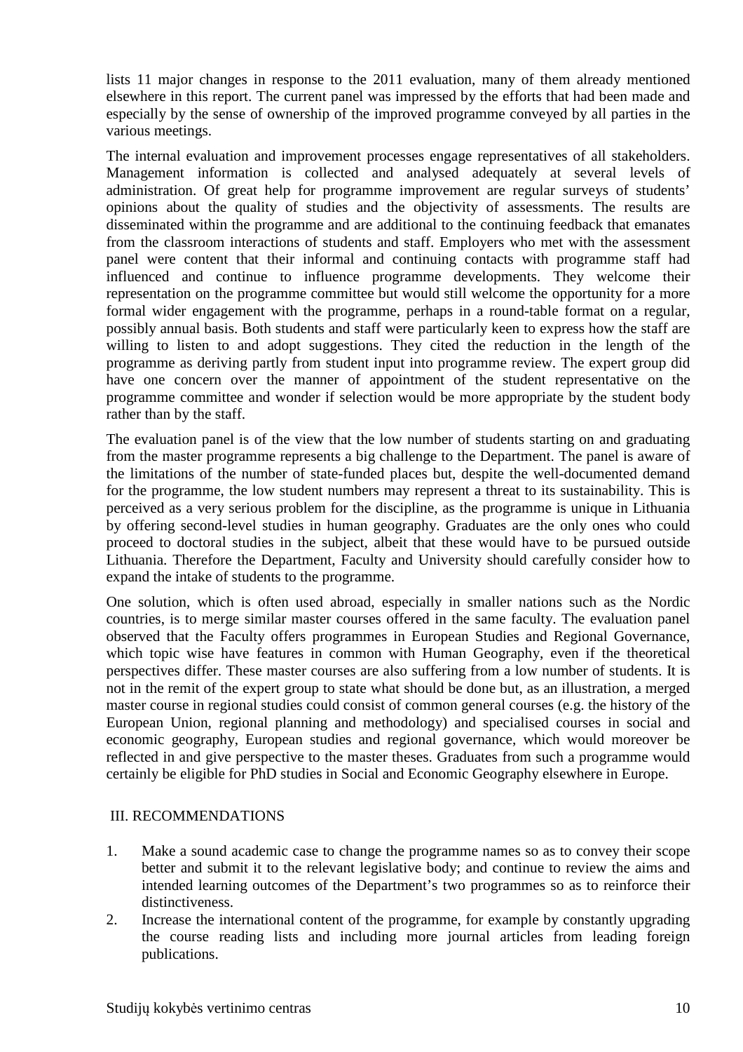lists 11 major changes in response to the 2011 evaluation, many of them already mentioned elsewhere in this report. The current panel was impressed by the efforts that had been made and especially by the sense of ownership of the improved programme conveyed by all parties in the various meetings.

The internal evaluation and improvement processes engage representatives of all stakeholders. Management information is collected and analysed adequately at several levels of administration. Of great help for programme improvement are regular surveys of students' opinions about the quality of studies and the objectivity of assessments. The results are disseminated within the programme and are additional to the continuing feedback that emanates from the classroom interactions of students and staff. Employers who met with the assessment panel were content that their informal and continuing contacts with programme staff had influenced and continue to influence programme developments. They welcome their representation on the programme committee but would still welcome the opportunity for a more formal wider engagement with the programme, perhaps in a round-table format on a regular, possibly annual basis. Both students and staff were particularly keen to express how the staff are willing to listen to and adopt suggestions. They cited the reduction in the length of the programme as deriving partly from student input into programme review. The expert group did have one concern over the manner of appointment of the student representative on the programme committee and wonder if selection would be more appropriate by the student body rather than by the staff.

The evaluation panel is of the view that the low number of students starting on and graduating from the master programme represents a big challenge to the Department. The panel is aware of the limitations of the number of state-funded places but, despite the well-documented demand for the programme, the low student numbers may represent a threat to its sustainability. This is perceived as a very serious problem for the discipline, as the programme is unique in Lithuania by offering second-level studies in human geography. Graduates are the only ones who could proceed to doctoral studies in the subject, albeit that these would have to be pursued outside Lithuania. Therefore the Department, Faculty and University should carefully consider how to expand the intake of students to the programme.

One solution, which is often used abroad, especially in smaller nations such as the Nordic countries, is to merge similar master courses offered in the same faculty. The evaluation panel observed that the Faculty offers programmes in European Studies and Regional Governance, which topic wise have features in common with Human Geography, even if the theoretical perspectives differ. These master courses are also suffering from a low number of students. It is not in the remit of the expert group to state what should be done but, as an illustration, a merged master course in regional studies could consist of common general courses (e.g. the history of the European Union, regional planning and methodology) and specialised courses in social and economic geography, European studies and regional governance, which would moreover be reflected in and give perspective to the master theses. Graduates from such a programme would certainly be eligible for PhD studies in Social and Economic Geography elsewhere in Europe.

## III. RECOMMENDATIONS

1. Make a sound academic case to change the programme names so as to convey their scope better and submit it to the relevant legislative body; and continue to review the aims and intended learning outcomes of the Department's two programmes so as to reinforce their distinctiveness.
2. Increase the international content of the programme, for example by constantly upgrading the course reading lists and including more journal articles from leading foreign publications.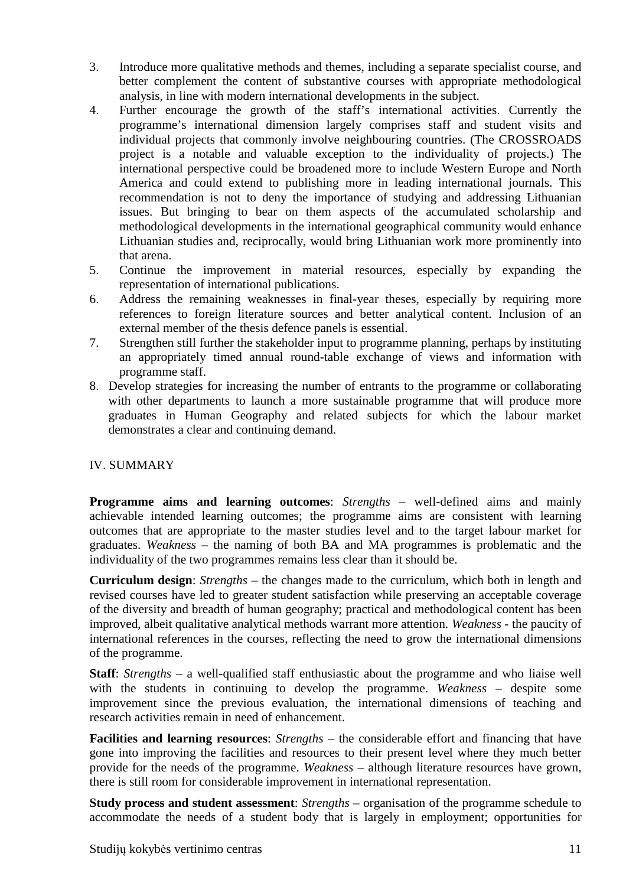3. Introduce more qualitative methods and themes, including a separate specialist course, and better complement the content of substantive courses with appropriate methodological analysis, in line with modern international developments in the subject.
4. Further encourage the growth of the staff's international activities. Currently the programme's international dimension largely comprises staff and student visits and individual projects that commonly involve neighbouring countries. (The CROSSROADS project is a notable and valuable exception to the individuality of projects.) The international perspective could be broadened more to include Western Europe and North America and could extend to publishing more in leading international journals. This recommendation is not to deny the importance of studying and addressing Lithuanian issues. But bringing to bear on them aspects of the accumulated scholarship and methodological developments in the international geographical community would enhance Lithuanian studies and, reciprocally, would bring Lithuanian work more prominently into that arena.
5. Continue the improvement in material resources, especially by expanding the representation of international publications.
6. Address the remaining weaknesses in final-year theses, especially by requiring more references to foreign literature sources and better analytical content. Inclusion of an external member of the thesis defence panels is essential.
7. Strengthen still further the stakeholder input to programme planning, perhaps by instituting an appropriately timed annual round-table exchange of views and information with programme staff.
8. Develop strategies for increasing the number of entrants to the programme or collaborating with other departments to launch a more sustainable programme that will produce more graduates in Human Geography and related subjects for which the labour market demonstrates a clear and continuing demand.

## IV. SUMMARY

**Programme aims and learning outcomes**: *Strengths* – well-defined aims and mainly achievable intended learning outcomes; the programme aims are consistent with learning outcomes that are appropriate to the master studies level and to the target labour market for graduates. *Weakness* – the naming of both BA and MA programmes is problematic and the individuality of the two programmes remains less clear than it should be.

**Curriculum design**: *Strengths* – the changes made to the curriculum, which both in length and revised courses have led to greater student satisfaction while preserving an acceptable coverage of the diversity and breadth of human geography; practical and methodological content has been improved, albeit qualitative analytical methods warrant more attention. *Weakness* - the paucity of international references in the courses, reflecting the need to grow the international dimensions of the programme.

**Staff**: *Strengths* – a well-qualified staff enthusiastic about the programme and who liaise well with the students in continuing to develop the programme. *Weakness* – despite some improvement since the previous evaluation, the international dimensions of teaching and research activities remain in need of enhancement.

**Facilities and learning resources**: *Strengths* – the considerable effort and financing that have gone into improving the facilities and resources to their present level where they much better provide for the needs of the programme. *Weakness* – although literature resources have grown, there is still room for considerable improvement in international representation.

**Study process and student assessment**: *Strengths* – organisation of the programme schedule to accommodate the needs of a student body that is largely in employment; opportunities for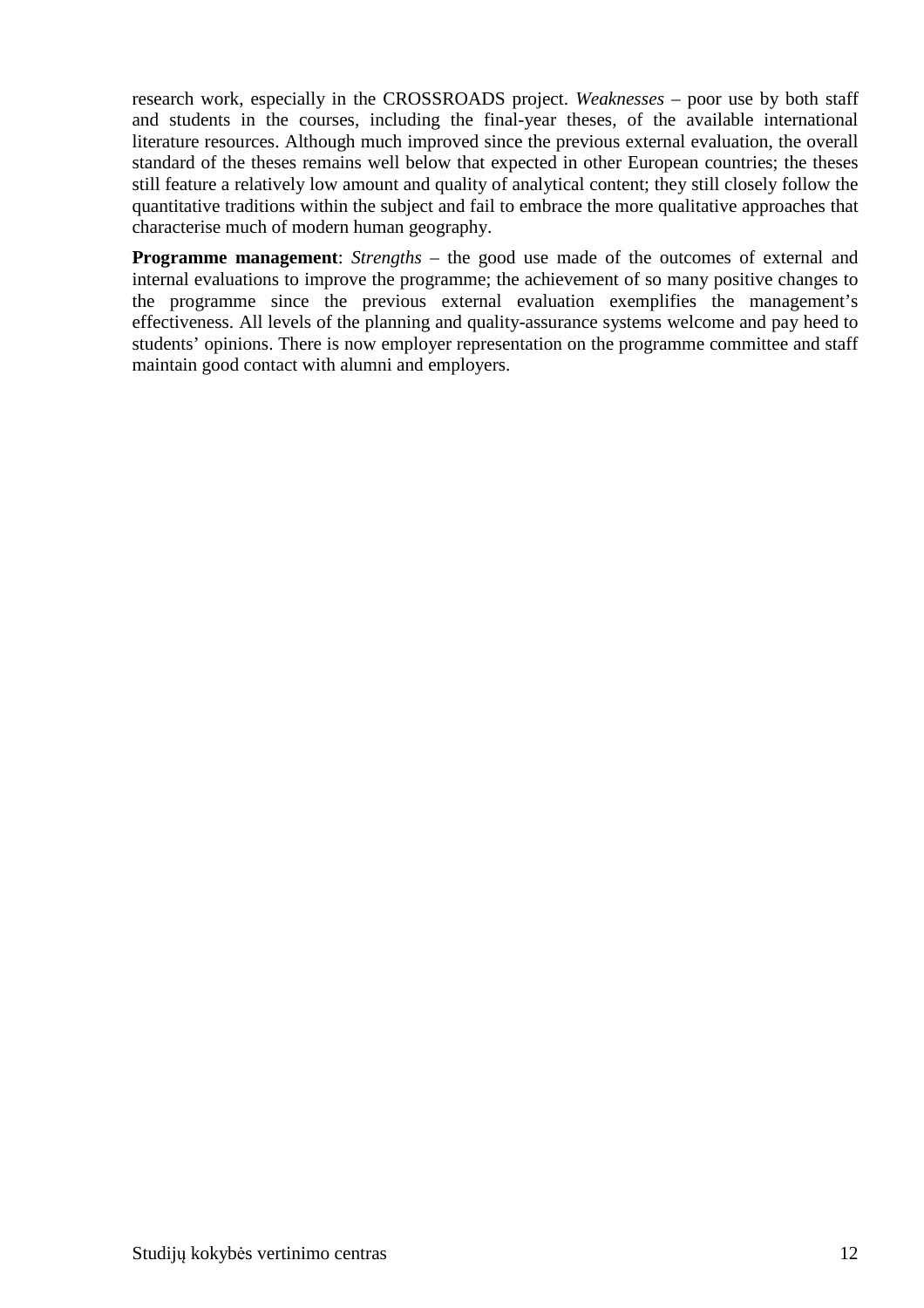research work, especially in the CROSSROADS project. *Weaknesses* – poor use by both staff and students in the courses, including the final-year theses, of the available international literature resources. Although much improved since the previous external evaluation, the overall standard of the theses remains well below that expected in other European countries; the theses still feature a relatively low amount and quality of analytical content; they still closely follow the quantitative traditions within the subject and fail to embrace the more qualitative approaches that characterise much of modern human geography.

**Programme management**: *Strengths* – the good use made of the outcomes of external and internal evaluations to improve the programme; the achievement of so many positive changes to the programme since the previous external evaluation exemplifies the management's effectiveness. All levels of the planning and quality-assurance systems welcome and pay heed to students' opinions. There is now employer representation on the programme committee and staff maintain good contact with alumni and employers.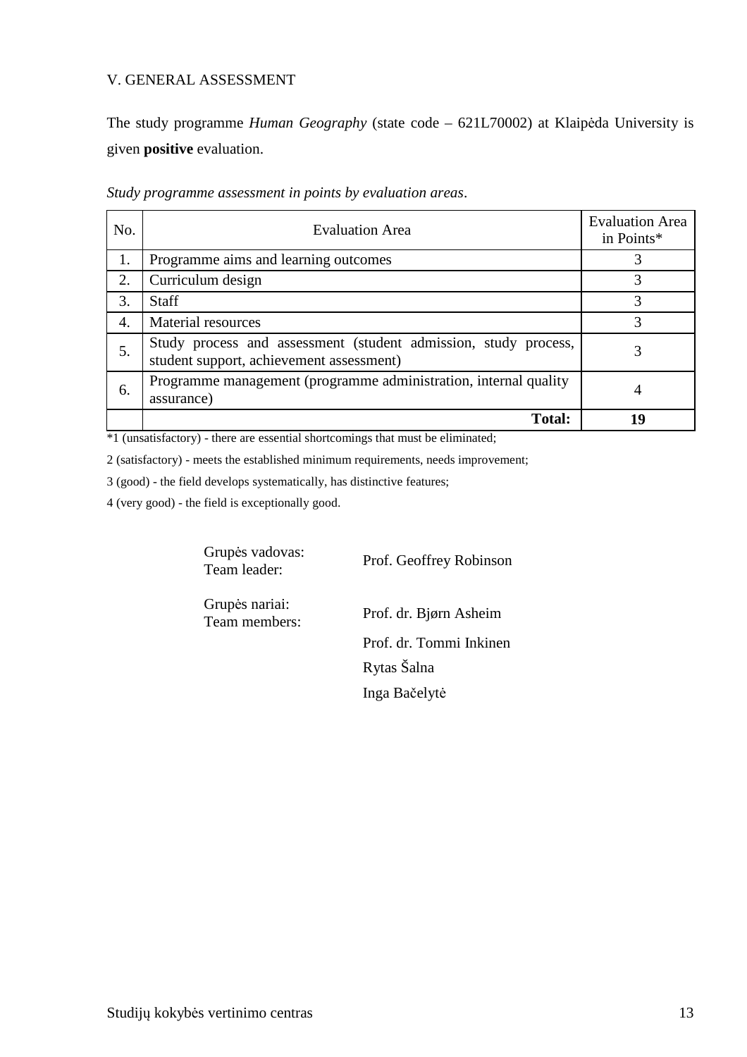## V. GENERAL ASSESSMENT

The study programme *Human Geography* (state code – 621L70002) at Klaipėda University is given **positive** evaluation.

*Study programme assessment in points by evaluation areas*.

| No. | Evaluation Area | Evaluation Area in Points* |
|---|---|---|
| 1. | Programme aims and learning outcomes | 3 |
| 2. | Curriculum design | 3 |
| 3. | Staff | 3 |
| 4. | Material resources | 3 |
| 5. | Study process and assessment (student admission, study process, student support, achievement assessment) | 3 |
| 6. | Programme management (programme administration, internal quality assurance) | 4 |
| | **Total:** | **19** |

*1 (unsatisfactory) - there are essential shortcomings that must be eliminated;

2 (satisfactory) - meets the established minimum requirements, needs improvement;

3 (good) - the field develops systematically, has distinctive features;

4 (very good) - the field is exceptionally good.

| | |
|---|---|
| Grupės vadovas: Team leader: | Prof. Geoffrey Robinson |
| Grupės nariai: Team members: | Prof. dr. Bjørn Asheim |
| | Prof. dr. Tommi Inkinen |
| | Rytas Šalna |
| | Inga Bačelytė |

Studijų kokybės vertinimo centras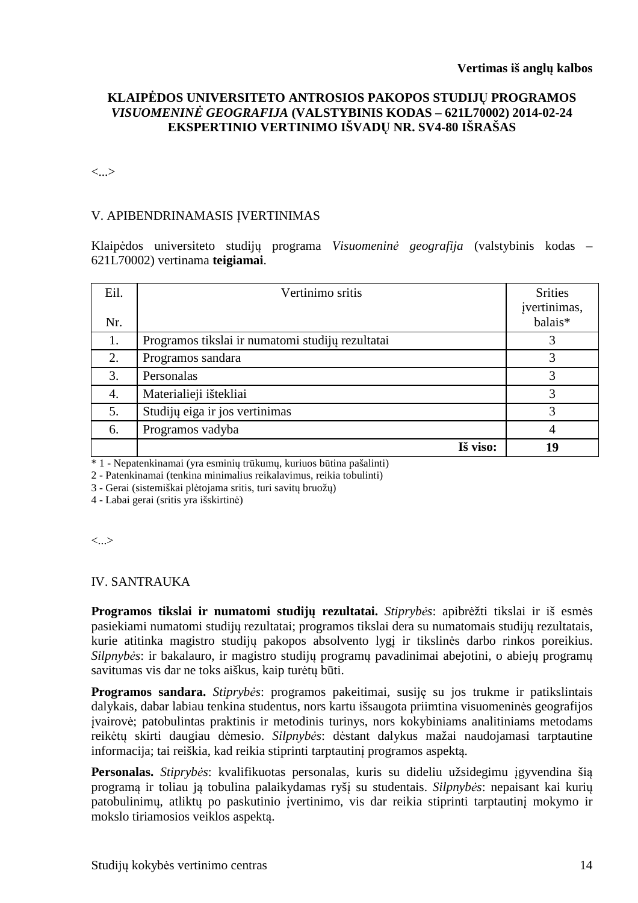**Vertimas iš anglų kalbos**

**KLAIPĖDOS UNIVERSITETO ANTROSIOS PAKOPOS STUDIJŲ PROGRAMOS *VISUOMENINĖ GEOGRAFIJA* (VALSTYBINIS KODAS – 621L70002) 2014-02-24 EKSPERTINIO VERTINIMO IŠVADŲ NR. SV4-80 IŠRAŠAS**

<...>

V. APIBENDRINAMASIS ĮVERTINIMAS

Klaipėdos universiteto studijų programa *Visuomeninė geografija* (valstybinis kodas – 621L70002) vertinama **teigiamai**.

| Eil. Nr. | Vertinimo sritis | Srities įvertinimas, balais* |
|---|---|---|
| 1. | Programos tikslai ir numatomi studijų rezultatai | 3 |
| 2. | Programos sandara | 3 |
| 3. | Personalas | 3 |
| 4. | Materialieji ištekliai | 3 |
| 5. | Studijų eiga ir jos vertinimas | 3 |
| 6. | Programos vadyba | 4 |
| | **Iš viso:** | **19** |

\* 1 - Nepatenkinamai (yra esminių trūkumų, kuriuos būtina pašalinti)
2 - Patenkinamai (tenkina minimalius reikalavimus, reikia tobulinti)
3 - Gerai (sistemiškai plėtojama sritis, turi savitų bruožų)
4 - Labai gerai (sritis yra išskirtinė)

<...>

IV. SANTRAUKA

**Programos tikslai ir numatomi studijų rezultatai.** *Stiprybės*: apibrėžti tikslai ir iš esmės pasiekiami numatomi studijų rezultatai; programos tikslai dera su numatomais studijų rezultatais, kurie atitinka magistro studijų pakopos absolvento lygį ir tikslinės darbo rinkos poreikius. *Silpnybės*: ir bakalauro, ir magistro studijų programų pavadinimai abejotini, o abiejų programų savitumas vis dar ne toks aiškus, kaip turėtų būti.

**Programos sandara.** *Stiprybės*: programos pakeitimai, susiję su jos trukme ir patikslintais dalykais, dabar labiau tenkina studentus, nors kartu išsaugota priimtina visuomeninės geografijos įvairovė; patobulintas praktinis ir metodinis turinys, nors kokybiniams analitiniams metodams reikėtų skirti daugiau dėmesio. *Silpnybės*: dėstant dalykus mažai naudojamasi tarptautine informacija; tai reiškia, kad reikia stiprinti tarptautinį programos aspektą.

**Personalas.** *Stiprybės*: kvalifikuotas personalas, kuris su dideliu užsidegimu įgyvendina šią programą ir toliau ją tobulina palaikydamas ryšį su studentais. *Silpnybės*: nepaisant kai kurių patobulinimų, atliktų po paskutinio įvertinimo, vis dar reikia stiprinti tarptautinį mokymo ir mokslo tiriamosios veiklos aspektą.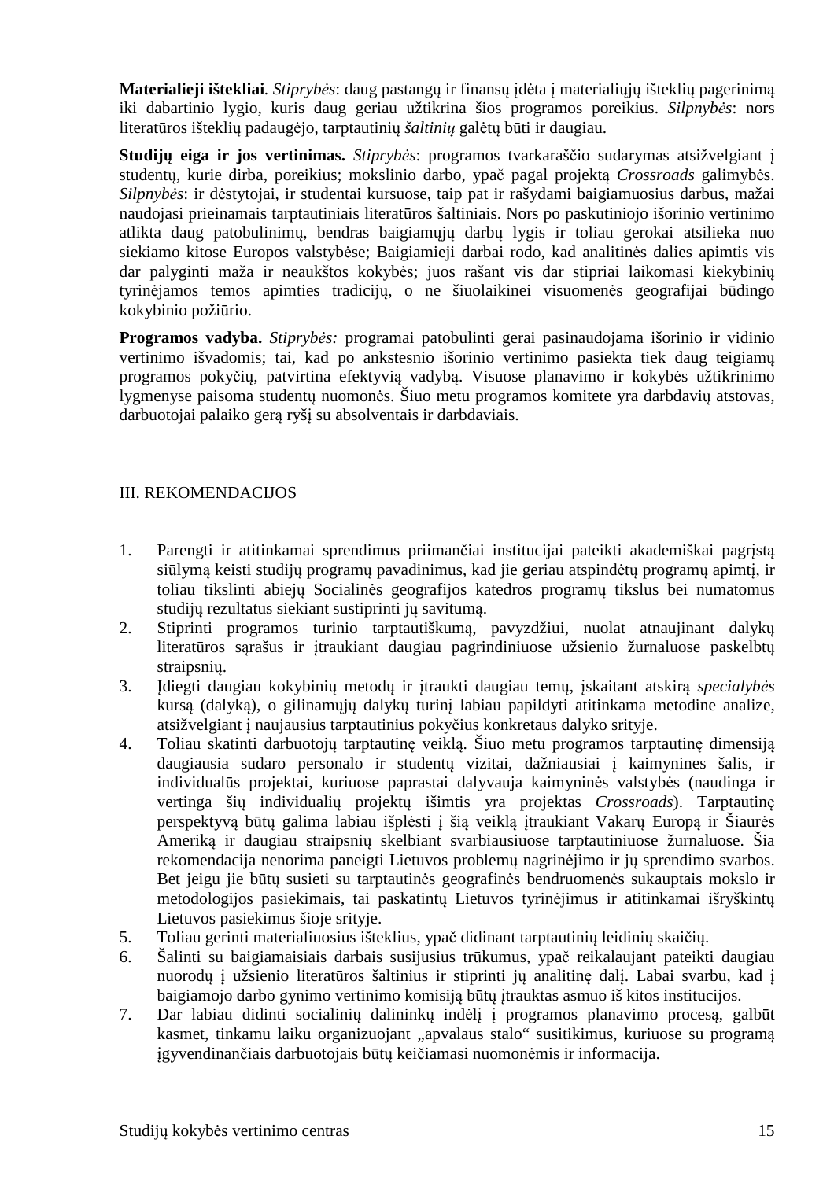**Materialieji ištekliai**. *Stiprybės*: daug pastangų ir finansų įdėta į materialiųjų išteklių pagerinimą iki dabartinio lygio, kuris daug geriau užtikrina šios programos poreikius. *Silpnybės*: nors literatūros išteklių padaugėjo, tarptautinių *šaltinių* galėtų būti ir daugiau.

**Studijų eiga ir jos vertinimas.** *Stiprybės*: programos tvarkaraščio sudarymas atsižvelgiant į studentų, kurie dirba, poreikius; mokslinio darbo, ypač pagal projektą *Crossroads* galimybės. *Silpnybės*: ir dėstytojai, ir studentai kursuose, taip pat ir rašydami baigiamuosius darbus, mažai naudojasi prieinamais tarptautiniais literatūros šaltiniais. Nors po paskutiniojo išorinio vertinimo atlikta daug patobulinimų, bendras baigiamųjų darbų lygis ir toliau gerokai atsilieka nuo siekiamo kitose Europos valstybėse; Baigiamieji darbai rodo, kad analitinės dalies apimtis vis dar palyginti maža ir neaukštos kokybės; juos rašant vis dar stipriai laikomasi kiekybinių tyrinėjamos temos apimties tradicijų, o ne šiuolaikinei visuomenės geografijai būdingo kokybinio požiūrio.

**Programos vadyba.** *Stiprybės:* programai patobulinti gerai pasinaudojama išorinio ir vidinio vertinimo išvadomis; tai, kad po ankstesnio išorinio vertinimo pasiekta tiek daug teigiamų programos pokyčių, patvirtina efektyvią vadybą. Visuose planavimo ir kokybės užtikrinimo lygmenyse paisoma studentų nuomonės. Šiuo metu programos komitete yra darbdavių atstovas, darbuotojai palaiko gerą ryšį su absolventais ir darbdaviais.

## III. REKOMENDACIJOS

1. Parengti ir atitinkamai sprendimus priimančiai institucijai pateikti akademiškai pagrįstą siūlymą keisti studijų programų pavadinimus, kad jie geriau atspindėtų programų apimtį, ir toliau tikslinti abiejų Socialinės geografijos katedros programų tikslus bei numatomus studijų rezultatus siekiant sustiprinti jų savitumą.
2. Stiprinti programos turinio tarptautiškumą, pavyzdžiui, nuolat atnaujinant dalykų literatūros sąrašus ir įtraukiant daugiau pagrindiniuose užsienio žurnaluose paskelbtų straipsnių.
3. Įdiegti daugiau kokybinių metodų ir įtraukti daugiau temų, įskaitant atskirą *specialybės* kursą (dalyką), o gilinamųjų dalykų turinį labiau papildyti atitinkama metodine analize, atsižvelgiant į naujausius tarptautinius pokyčius konkretaus dalyko srityje.
4. Toliau skatinti darbuotojų tarptautinę veiklą. Šiuo metu programos tarptautinę dimensiją daugiausia sudaro personalo ir studentų vizitai, dažniausiai į kaimynines šalis, ir individualūs projektai, kuriuose paprastai dalyvauja kaimyninės valstybės (naudinga ir vertinga šių individualių projektų išimtis yra projektas *Crossroads*). Tarptautinę perspektyvą būtų galima labiau išplėsti į šią veiklą įtraukiant Vakarų Europą ir Šiaurės Ameriką ir daugiau straipsnių skelbiant svarbiausiuose tarptautiniuose žurnaluose. Šia rekomendacija nenorima paneigti Lietuvos problemų nagrinėjimo ir jų sprendimo svarbos. Bet jeigu jie būtų susieti su tarptautinės geografinės bendruomenės sukauptais mokslo ir metodologijos pasiekimais, tai paskatintų Lietuvos tyrinėjimus ir atitinkamai išryškintų Lietuvos pasiekimus šioje srityje.
5. Toliau gerinti materialiuosius išteklius, ypač didinant tarptautinių leidinių skaičių.
6. Šalinti su baigiamaisiais darbais susijusius trūkumus, ypač reikalaujant pateikti daugiau nuorodų į užsienio literatūros šaltinius ir stiprinti jų analitinę dalį. Labai svarbu, kad į baigiamojo darbo gynimo vertinimo komisiją būtų įtrauktas asmuo iš kitos institucijos.
7. Dar labiau didinti socialinių dalininkų indėlį į programos planavimo procesą, galbūt kasmet, tinkamu laiku organizuojant „apvalaus stalo“ susitikimus, kuriuose su programą įgyvendinančiais darbuotojais būtų keičiamasi nuomonėmis ir informacija.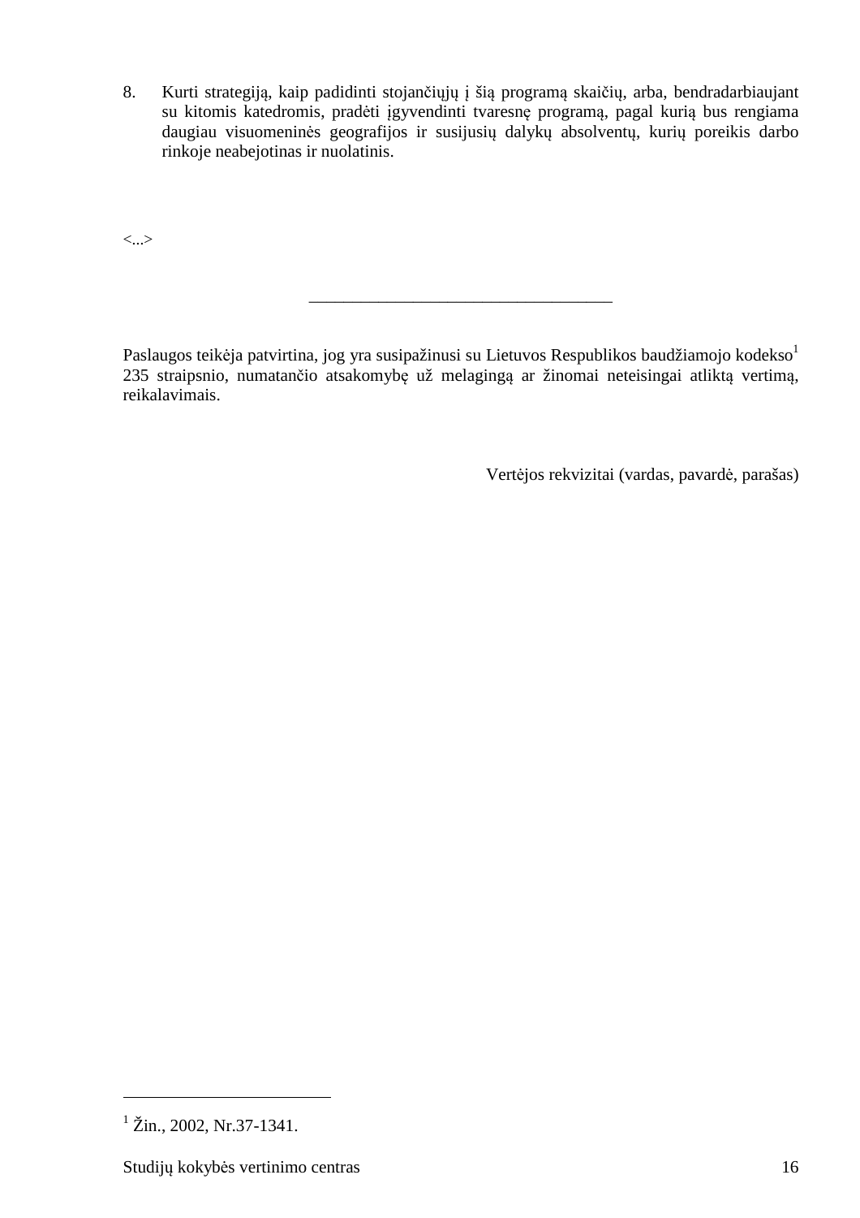8. Kurti strategiją, kaip padidinti stojančiųjų į šią programą skaičių, arba, bendradarbiaujant su kitomis katedromis, pradėti įgyvendinti tvaresnę programą, pagal kurią bus rengiama daugiau visuomeninės geografijos ir susijusių dalykų absolventų, kurių poreikis darbo rinkoje neabejotinas ir nuolatinis.

<...>

___________________________________

Paslaugos teikėja patvirtina, jog yra susipažinusi su Lietuvos Respublikos baudžiamojo kodekso[1] 235 straipsnio, numatančio atsakomybę už melagingą ar žinomai neteisingai atliktą vertimą, reikalavimais.

Vertėjos rekvizitai (vardas, pavardė, parašas)

[1] Žin., 2002, Nr.37-1341.